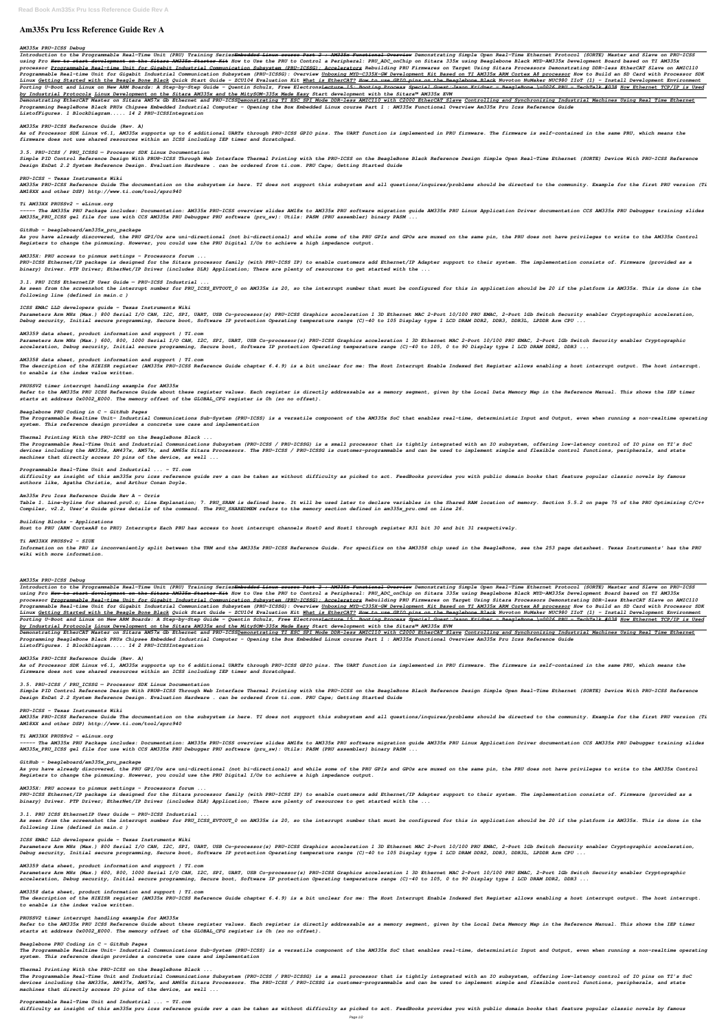# Am335x Pru Icss Reference Guide Rev A

*AM335x PRU-ICSS Debug*

*Introduction to the Programmable Real-Time Unit (PRU) Training Series~~Embedded Linux course Part 2 : AM335x Functional Overview~~ Demonstrating Simple Open Real-Time Ethernet Protocol (SORTE) Master and Slave on PRU-ICSS using Pro ~~How to start development on the Sitara AM335x Starter Kit~~ How to Use the PRU to Control a Peripheral: PRU_ADC_onChip on Sitara 335x using Beaglebone Black MYD-AM335x Development Board based on TI AM335x processor Programmable Real-time Unit for Gigabit Industrial Communication Subsystem (PRU-ICSSG): Accelerators Rebuilding PRU Firmwares on Target Using Sitara Processors Demonstrating DDR-less EtherCAT Slave on AMIC110 Programmable Real-time Unit for Gigabit Industrial Communication Subsystem (PRU-ICSSG): Overview Unboxing MYD-C335X-GW Development Kit Based on TI AM335x ARM Cortex A8 processor How to Build an SD Card with Processor SDK Linux Getting Started with the Beagle Bone Black Quick Start Guide - ICU104 Evaluation Kit What is EtherCAT? How to use GPIO pins on the Beaglebone Black Nuvoton NuMaker NUC980 IIoT (1) - Install Development Environment Porting U-Boot and Linux on New ARM Boards: A Step-by-Step Guide - Quentin Schulz, Free Electrons~~Lecture 15: Booting Process~~ ~~Special Guest Jason Kridner - BeagleBone \u0026 PRU - TechTalk #038~~ How Ethernet TCP/IP is Used by Industrial Protocols Linux Development on the Sitara AM335x and the MitySOM-335x Made Easy Start development with the Sitara™ AM335x EVM*

*Demonstrating EtherCAT Master on Sitara AM57x Gb Ethernet and PRU-ICSSDemonstrating TI ESC SPI Mode DDR-less AMIC110 with C2000 EtherCAT Slave Controlling and Synchronizing Industrial Machines Using Real Time Ethernet Programming BeagleBone Black PRUs Chipsee Embedded Industrial Computer - Opening the Box Embedded Linux course Part 1 : AM335x Functional Overview Am335x Pru Icss Reference Guide*
*ListofFigures. 1 BlockDiagram..... 14 2 PRU-ICSSIntegration*

*AM335x PRU-ICSS Reference Guide (Rev. A)*
*As of Processor SDK Linux v6.1, AM335x supports up to 6 additional UARTs through PRU-ICSS GPIO pins. The UART function is implemented in PRU firmware. The firmware is self-contained in the same PRU, which means the firmware does not use shared resources within an ICSS including IEP timer and Scratchpad.*

*3.5. PRU-ICSS / PRU_ICSSG — Processor SDK Linux Documentation*
*Simple PID Control Reference Design With PRU®-ICSS Through Web Interface Thermal Printing with the PRU-ICSS on the BeagleBone Black Reference Design Simple Open Real-Time Ethernet (SORTE) Device With PRU-ICSS Reference Design EnDat 2.2 System Reference Design. Evaluation Hardware . can be ordered from ti.com. PRU Cape; Getting Started Guide*

*PRU-ICSS - Texas Instruments Wiki*
*AM335x PRU-ICSS Reference Guide The documentation on the subsystem is here. TI does not support this subsystem and all questions/inquires/problems should be directed to the community. Example for the first PRU version (Ti AM18XX and other DSP) http://www.ti.com/tool/sprc940*

*Ti AM33XX PRUSSv2 - eLinux.org*
*----- The AM335x PRU Package includes: Documentation: AM335x PRU-ICSS overview slides AM18x to AM335x PRU software migration guide AM335x PRU Linux Application Driver documentation CCS AM335x PRU Debugger training slides AM335x_PRU_ICSS gel file for use with CCS AM335x PRU Debugger PRU software (pru_sw): Utils: PASM (PRU assembler) binary PASM ...*

*GitHub - beagleboard/am335x_pru_package*
*As you have already discovered, the PRU GPI/Os are uni-directional (not bi-directional) and while some of the PRU GPIs and GPOs are muxed on the same pin, the PRU does not have privileges to write to the AM335x Control Registers to change the pinmuxing. However, you could use the PRU Digital I/Os to achieve a high impedance output.*

*AM335X: PRU access to pinmux settings - Processors forum ...*
*PRU-ICSS Ethernet/IP package is designed for the Sitara processor family (with PRU-ICSS IP) to enable customers add Ethernet/IP Adapter support to their system. The implementation consists of. Firmware (provided as a binary) Driver. PTP Driver; EtherNet/IP Driver (includes DLR) Application; There are plenty of resources to get started with the ...*

*3.1. PRU ICSS EthernetIP User Guide — PRU-ICSS Industrial ...*
*As seen from the screenshot the interrupt number for PRU_ICSS_EVTOUT_0 on AM335x is 20, so the interrupt number that must be configured for this in application should be 20 if the platform is AM335x. This is done in the following line (defined in main.c )*

*ICSS EMAC LLD developers guide - Texas Instruments Wiki*
*Parameters Arm MHz (Max.) 800 Serial I/O CAN, I2C, SPI, UART, USB Co-processor(s) PRU-ICSS Graphics acceleration 1 3D Ethernet MAC 2-Port 10/100 PRU EMAC, 2-Port 1Gb Switch Security enabler Cryptographic acceleration, Debug security, Initial secure programming, Secure boot, Software IP protection Operating temperature range (C)-40 to 105 Display type 1 LCD DRAM DDR2, DDR3, DDR3L, LPDDR Arm CPU ...*

*AM3359 data sheet, product information and support | TI.com*
*Parameters Arm MHz (Max.) 600, 800, 1000 Serial I/O CAN, I2C, SPI, UART, USB Co-processor(s) PRU-ICSS Graphics acceleration 1 3D Ethernet MAC 2-Port 10/100 PRU EMAC, 2-Port 1Gb Switch Security enabler Cryptographic acceleration, Debug security, Initial secure programming, Secure boot, Software IP protection Operating temperature range (C)-40 to 105, 0 to 90 Display type 1 LCD DRAM DDR2, DDR3 ...*

*AM3358 data sheet, product information and support | TI.com*
*The description of the HIEISR register (AM335x PRU-ICSS Reference Guide chapter 6.4.9) is a bit unclear for me: The Host Interrupt Enable Indexed Set Register allows enabling a host interrupt output. The host interrupt. to enable is the index value written.*

*PRUSSV2 timer interrupt handling example for AM335x*
*Refer to the AM335x PRU ICSS Reference Guide about these register values. Each register is directly addressable as a memory segment, given by the Local Data Memory Map in the Reference Manual. This shows the IEP timer starts at address 0x0002_E000. The memory offset of the GLOBAL_CFG register is 0h (so no offset).*

*Beaglebone PRU Coding in C - GitHub Pages*
*The Programmable Realtime Unit- Industrial Communications Sub-System (PRU-ICSS) is a versatile component of the AM335x SoC that enables real-time, deterministic Input and Output, even when running a non-realtime operating system. This reference design provides a concrete use case and implementation*

*Thermal Printing With the PRU-ICSS on the BeagleBone Black ...*
*The Programmable Real-Time Unit and Industrial Communications Subsystem (PRU-ICSS / PRU-ICSSG) is a small processor that is tightly integrated with an IO subsystem, offering low-latency control of IO pins on TI's SoC devices including the AM335x, AM437x, AM57x, and AM65x Sitara Processors. The PRU-ICSS / PRU-ICSSG is customer-programmable and can be used to implement simple and flexible control functions, peripherals, and state machines that directly access IO pins of the device, as well ...*

*Programmable Real-Time Unit and Industrial ... - TI.com*
*difficulty as insight of this am335x pru icss reference guide rev a can be taken as without difficulty as picked to act. FeedBooks provides you with public domain books that feature popular classic novels by famous authors like, Agatha Christie, and Arthur Conan Doyle.*

*Am335x Pru Icss Reference Guide Rev A - Orris*
*Table 1. Line-byline for shared.pru0.c; Line Explanation; 7. PRU_SRAM is defined here. It will be used later to declare variables in the Shared RAM location of memory. Section 5.5.2 on page 75 of the PRU Optimizing C/C++ Compiler, v2.2, User's Guide gives details of the command. The PRU_SHAREDMEM refers to the memory section defined in am335x_pru.cmd on line 26.*

*Building Blocks - Applications*
*Host to PRU (ARM CortexA8 to PRU) Interrupts Each PRU has access to host interrupt channels Host0 and Host1 through register R31 bit 30 and bit 31 respectively.*

*Ti AM33XX PRUSSv2 - SIUE*
*Information on the PRU is inconveniently split between the TRM and the AM335x PRU-ICSS Reference Guide. For specifics on the AM3358 chip used in the BeagleBone, see the 253 page datasheet. Texas Instruments' has the PRU wiki with more information.*

*AM335x PRU-ICSS Debug*

*Introduction to the Programmable Real-Time Unit (PRU) Training Series~~Embedded Linux course Part 2 : AM335x Functional Overview~~ Demonstrating Simple Open Real-Time Ethernet Protocol (SORTE) Master and Slave on PRU-ICSS using Pro ~~How to start development on the Sitara AM335x Starter Kit~~ How to Use the PRU to Control a Peripheral: PRU_ADC_onChip on Sitara 335x using Beaglebone Black MYD-AM335x Development Board based on TI AM335x processor Programmable Real-time Unit for Gigabit Industrial Communication Subsystem (PRU-ICSSG): Accelerators Rebuilding PRU Firmwares on Target Using Sitara Processors Demonstrating DDR-less EtherCAT Slave on AMIC110 Programmable Real-time Unit for Gigabit Industrial Communication Subsystem (PRU-ICSSG): Overview Unboxing MYD-C335X-GW Development Kit Based on TI AM335x ARM Cortex A8 processor How to Build an SD Card with Processor SDK Linux Getting Started with the Beagle Bone Black Quick Start Guide - ICU104 Evaluation Kit What is EtherCAT? How to use GPIO pins on the Beaglebone Black Nuvoton NuMaker NUC980 IIoT (1) - Install Development Environment Porting U-Boot and Linux on New ARM Boards: A Step-by-Step Guide - Quentin Schulz, Free Electrons~~Lecture 15: Booting Process~~ ~~Special Guest Jason Kridner - BeagleBone \u0026 PRU - TechTalk #038~~ How Ethernet TCP/IP is Used by Industrial Protocols Linux Development on the Sitara AM335x and the MitySOM-335x Made Easy Start development with the Sitara™ AM335x EVM*

*Demonstrating EtherCAT Master on Sitara AM57x Gb Ethernet and PRU-ICSSDemonstrating TI ESC SPI Mode DDR-less AMIC110 with C2000 EtherCAT Slave Controlling and Synchronizing Industrial Machines Using Real Time Ethernet Programming BeagleBone Black PRUs Chipsee Embedded Industrial Computer - Opening the Box Embedded Linux course Part 1 : AM335x Functional Overview Am335x Pru Icss Reference Guide*
*ListofFigures. 1 BlockDiagram..... 14 2 PRU-ICSSIntegration*

*AM335x PRU-ICSS Reference Guide (Rev. A)*
*As of Processor SDK Linux v6.1, AM335x supports up to 6 additional UARTs through PRU-ICSS GPIO pins. The UART function is implemented in PRU firmware. The firmware is self-contained in the same PRU, which means the firmware does not use shared resources within an ICSS including IEP timer and Scratchpad.*

*3.5. PRU-ICSS / PRU_ICSSG — Processor SDK Linux Documentation*
*Simple PID Control Reference Design With PRU®-ICSS Through Web Interface Thermal Printing with the PRU-ICSS on the BeagleBone Black Reference Design Simple Open Real-Time Ethernet (SORTE) Device With PRU-ICSS Reference Design EnDat 2.2 System Reference Design. Evaluation Hardware . can be ordered from ti.com. PRU Cape; Getting Started Guide*

*PRU-ICSS - Texas Instruments Wiki*
*AM335x PRU-ICSS Reference Guide The documentation on the subsystem is here. TI does not support this subsystem and all questions/inquires/problems should be directed to the community. Example for the first PRU version (Ti AM18XX and other DSP) http://www.ti.com/tool/sprc940*

*Ti AM33XX PRUSSv2 - eLinux.org*
*----- The AM335x PRU Package includes: Documentation: AM335x PRU-ICSS overview slides AM18x to AM335x PRU software migration guide AM335x PRU Linux Application Driver documentation CCS AM335x PRU Debugger training slides AM335x_PRU_ICSS gel file for use with CCS AM335x PRU Debugger PRU software (pru_sw): Utils: PASM (PRU assembler) binary PASM ...*

*GitHub - beagleboard/am335x_pru_package*
*As you have already discovered, the PRU GPI/Os are uni-directional (not bi-directional) and while some of the PRU GPIs and GPOs are muxed on the same pin, the PRU does not have privileges to write to the AM335x Control Registers to change the pinmuxing. However, you could use the PRU Digital I/Os to achieve a high impedance output.*

*AM335X: PRU access to pinmux settings - Processors forum ...*
*PRU-ICSS Ethernet/IP package is designed for the Sitara processor family (with PRU-ICSS IP) to enable customers add Ethernet/IP Adapter support to their system. The implementation consists of. Firmware (provided as a binary) Driver. PTP Driver; EtherNet/IP Driver (includes DLR) Application; There are plenty of resources to get started with the ...*

*3.1. PRU ICSS EthernetIP User Guide — PRU-ICSS Industrial ...*
*As seen from the screenshot the interrupt number for PRU_ICSS_EVTOUT_0 on AM335x is 20, so the interrupt number that must be configured for this in application should be 20 if the platform is AM335x. This is done in the following line (defined in main.c )*

*ICSS EMAC LLD developers guide - Texas Instruments Wiki*
*Parameters Arm MHz (Max.) 800 Serial I/O CAN, I2C, SPI, UART, USB Co-processor(s) PRU-ICSS Graphics acceleration 1 3D Ethernet MAC 2-Port 10/100 PRU EMAC, 2-Port 1Gb Switch Security enabler Cryptographic acceleration, Debug security, Initial secure programming, Secure boot, Software IP protection Operating temperature range (C)-40 to 105 Display type 1 LCD DRAM DDR2, DDR3, DDR3L, LPDDR Arm CPU ...*

*AM3359 data sheet, product information and support | TI.com*
*Parameters Arm MHz (Max.) 600, 800, 1000 Serial I/O CAN, I2C, SPI, UART, USB Co-processor(s) PRU-ICSS Graphics acceleration 1 3D Ethernet MAC 2-Port 10/100 PRU EMAC, 2-Port 1Gb Switch Security enabler Cryptographic acceleration, Debug security, Initial secure programming, Secure boot, Software IP protection Operating temperature range (C)-40 to 105, 0 to 90 Display type 1 LCD DRAM DDR2, DDR3 ...*

*AM3358 data sheet, product information and support | TI.com*
*The description of the HIEISR register (AM335x PRU-ICSS Reference Guide chapter 6.4.9) is a bit unclear for me: The Host Interrupt Enable Indexed Set Register allows enabling a host interrupt output. The host interrupt. to enable is the index value written.*

*PRUSSV2 timer interrupt handling example for AM335x*
*Refer to the AM335x PRU ICSS Reference Guide about these register values. Each register is directly addressable as a memory segment, given by the Local Data Memory Map in the Reference Manual. This shows the IEP timer starts at address 0x0002_E000. The memory offset of the GLOBAL_CFG register is 0h (so no offset).*

*Beaglebone PRU Coding in C - GitHub Pages*
*The Programmable Realtime Unit- Industrial Communications Sub-System (PRU-ICSS) is a versatile component of the AM335x SoC that enables real-time, deterministic Input and Output, even when running a non-realtime operating system. This reference design provides a concrete use case and implementation*

*Thermal Printing With the PRU-ICSS on the BeagleBone Black ...*
*The Programmable Real-Time Unit and Industrial Communications Subsystem (PRU-ICSS / PRU-ICSSG) is a small processor that is tightly integrated with an IO subsystem, offering low-latency control of IO pins on TI's SoC devices including the AM335x, AM437x, AM57x, and AM65x Sitara Processors. The PRU-ICSS / PRU-ICSSG is customer-programmable and can be used to implement simple and flexible control functions, peripherals, and state machines that directly access IO pins of the device, as well ...*

*Programmable Real-Time Unit and Industrial ... - TI.com*
*difficulty as insight of this am335x pru icss reference guide rev a can be taken as without difficulty as picked to act. FeedBooks provides you with public domain books that feature popular classic novels by famous*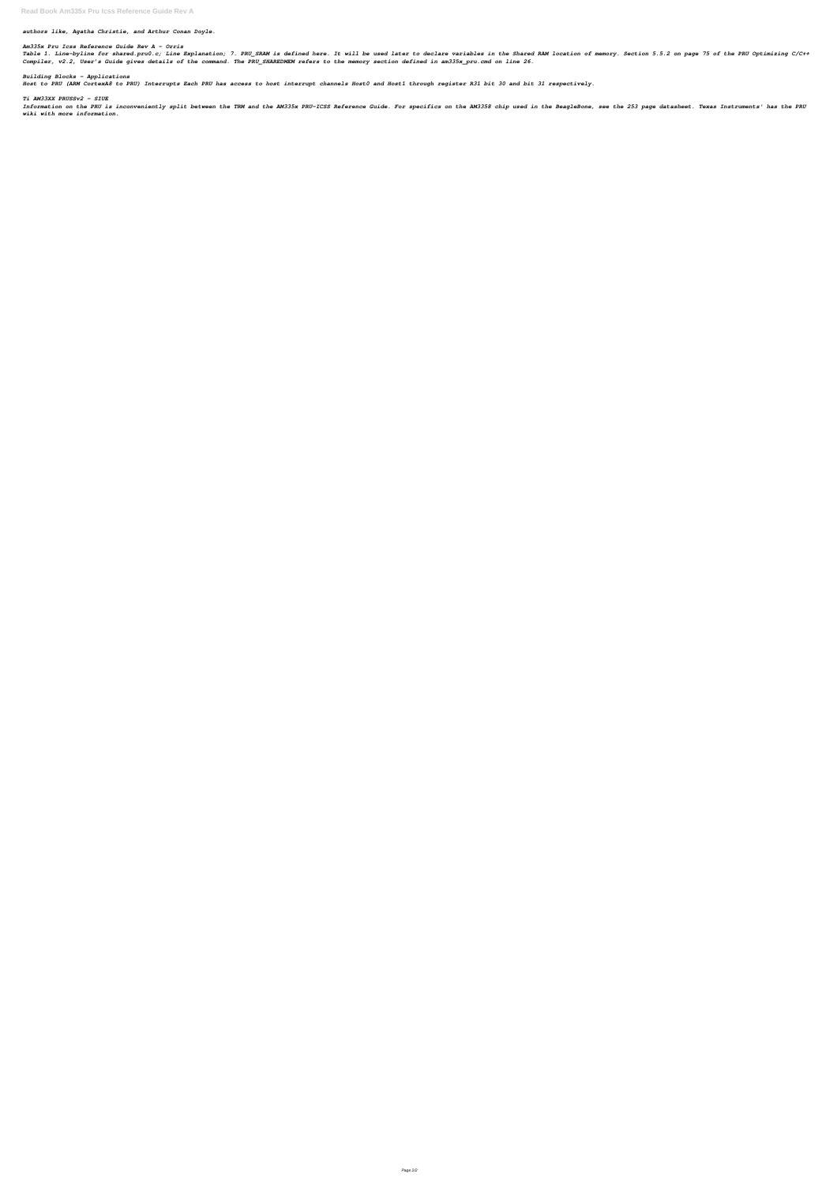*authors like, Agatha Christie, and Arthur Conan Doyle.*

***Am335x Pru Icss Reference Guide Rev A - Orris***

***Table 1. Line-byline for shared.pru0.c; Line Explanation; 7. PRU_SRAM is defined here. It will be used later to declare variables in the Shared RAM location of memory. Section 5.5.2 on page 75 of the PRU Optimizing C/C++ Compiler, v2.2, User's Guide gives details of the command. The PRU_SHAREDMEM refers to the memory section defined in am335x_pru.cmd on line 26.***

***Building Blocks - Applications***

***Host to PRU (ARM CortexA8 to PRU) Interrupts Each PRU has access to host interrupt channels Host0 and Host1 through register R31 bit 30 and bit 31 respectively.***

***Ti AM33XX PRUSSv2 - SIUE***

***Information on the PRU is inconveniently split between the TRM and the AM335x PRU-ICSS Reference Guide. For specifics on the AM3358 chip used in the BeagleBone, see the 253 page datasheet. Texas Instruments' has the PRU wiki with more information.***